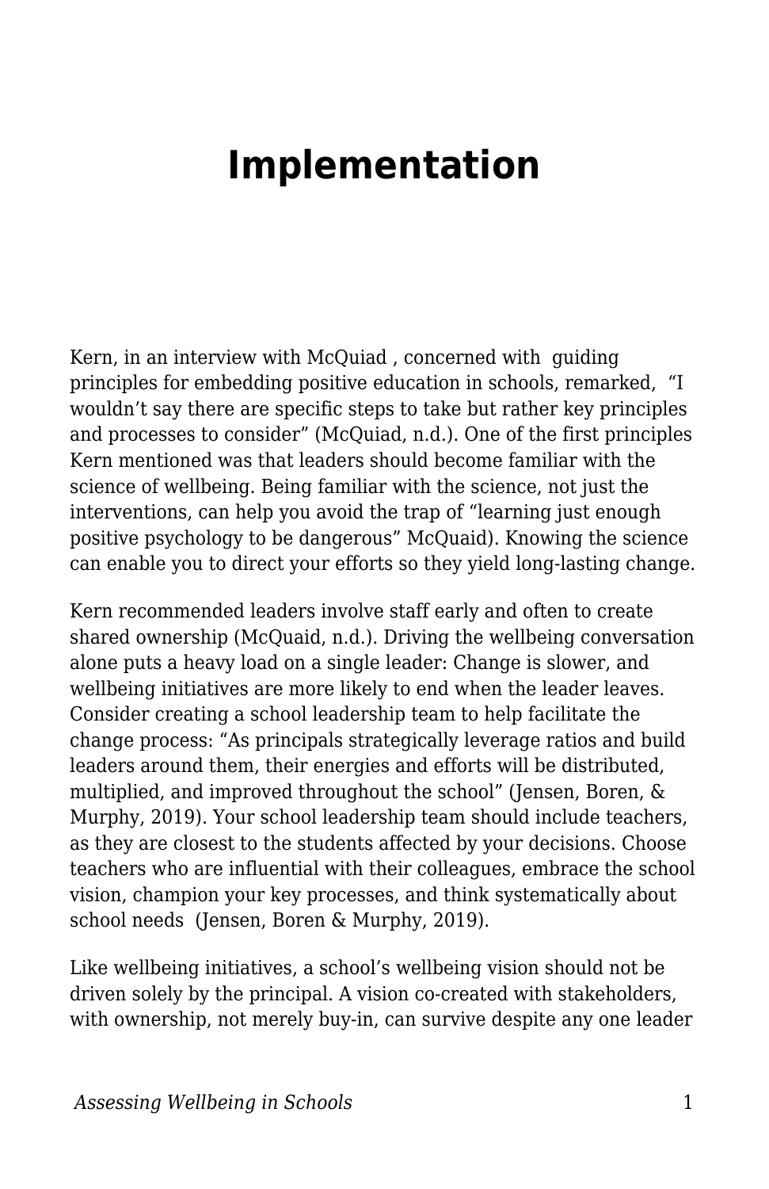# Implementation

Kern, in an interview with McQuiad , concerned with guiding principles for embedding positive education in schools, remarked, "I wouldn't say there are specific steps to take but rather key principles and processes to consider" (McQuiad, n.d.). One of the first principles Kern mentioned was that leaders should become familiar with the science of wellbeing. Being familiar with the science, not just the interventions, can help you avoid the trap of "learning just enough positive psychology to be dangerous" McQuaid). Knowing the science can enable you to direct your efforts so they yield long-lasting change.

Kern recommended leaders involve staff early and often to create shared ownership (McQuaid, n.d.). Driving the wellbeing conversation alone puts a heavy load on a single leader: Change is slower, and wellbeing initiatives are more likely to end when the leader leaves. Consider creating a school leadership team to help facilitate the change process: "As principals strategically leverage ratios and build leaders around them, their energies and efforts will be distributed, multiplied, and improved throughout the school" (Jensen, Boren, & Murphy, 2019). Your school leadership team should include teachers, as they are closest to the students affected by your decisions. Choose teachers who are influential with their colleagues, embrace the school vision, champion your key processes, and think systematically about school needs (Jensen, Boren & Murphy, 2019).

Like wellbeing initiatives, a school's wellbeing vision should not be driven solely by the principal. A vision co-created with stakeholders, with ownership, not merely buy-in, can survive despite any one leader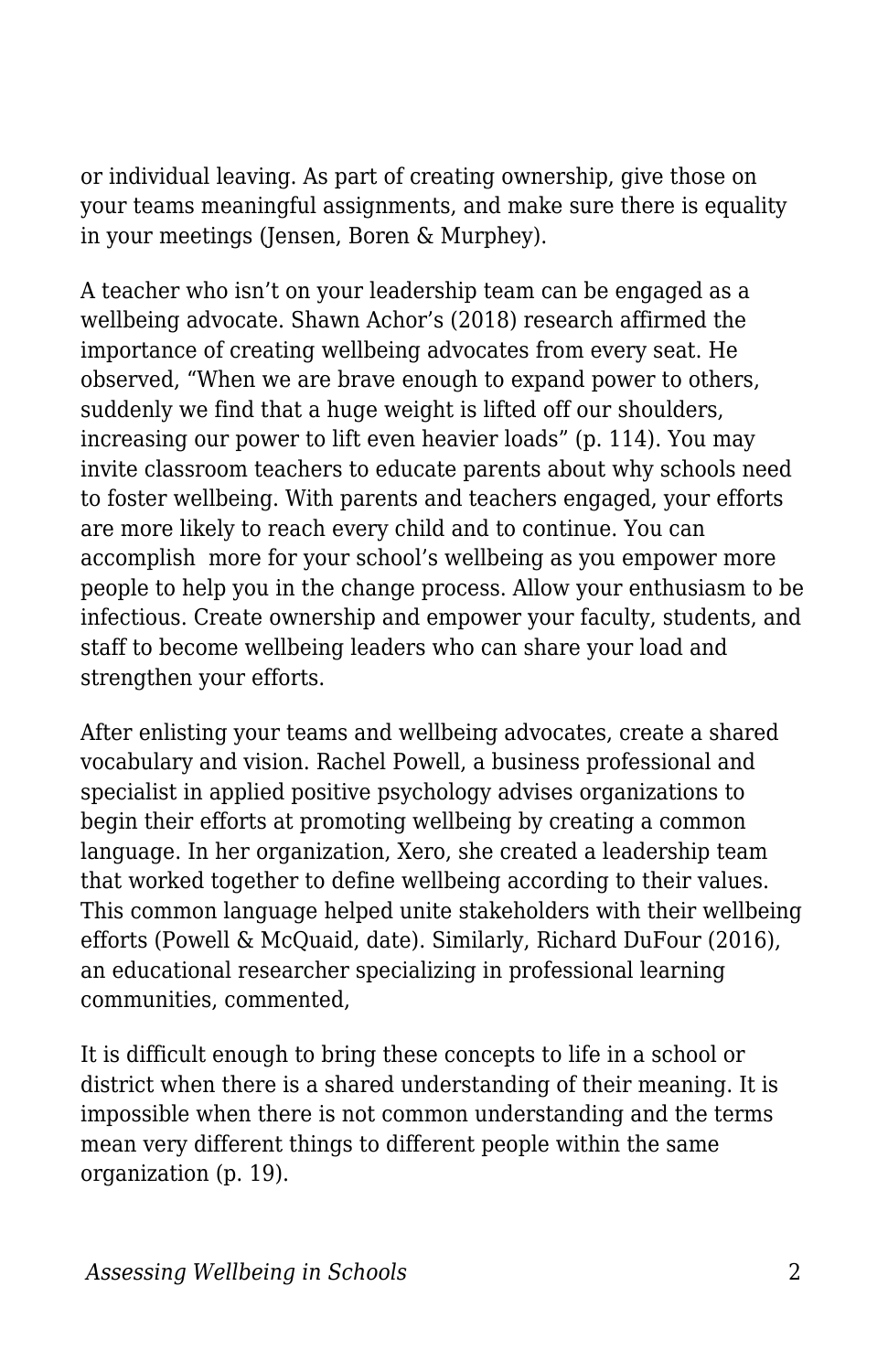or individual leaving. As part of creating ownership, give those on your teams meaningful assignments, and make sure there is equality in your meetings (Jensen, Boren & Murphey).

A teacher who isn't on your leadership team can be engaged as a wellbeing advocate. Shawn Achor's (2018) research affirmed the importance of creating wellbeing advocates from every seat. He observed, "When we are brave enough to expand power to others, suddenly we find that a huge weight is lifted off our shoulders, increasing our power to lift even heavier loads" (p. 114). You may invite classroom teachers to educate parents about why schools need to foster wellbeing. With parents and teachers engaged, your efforts are more likely to reach every child and to continue. You can accomplish more for your school's wellbeing as you empower more people to help you in the change process. Allow your enthusiasm to be infectious. Create ownership and empower your faculty, students, and staff to become wellbeing leaders who can share your load and strengthen your efforts.

After enlisting your teams and wellbeing advocates, create a shared vocabulary and vision. Rachel Powell, a business professional and specialist in applied positive psychology advises organizations to begin their efforts at promoting wellbeing by creating a common language. In her organization, Xero, she created a leadership team that worked together to define wellbeing according to their values. This common language helped unite stakeholders with their wellbeing efforts (Powell & McQuaid, date). Similarly, Richard DuFour (2016), an educational researcher specializing in professional learning communities, commented,

It is difficult enough to bring these concepts to life in a school or district when there is a shared understanding of their meaning. It is impossible when there is not common understanding and the terms mean very different things to different people within the same organization (p. 19).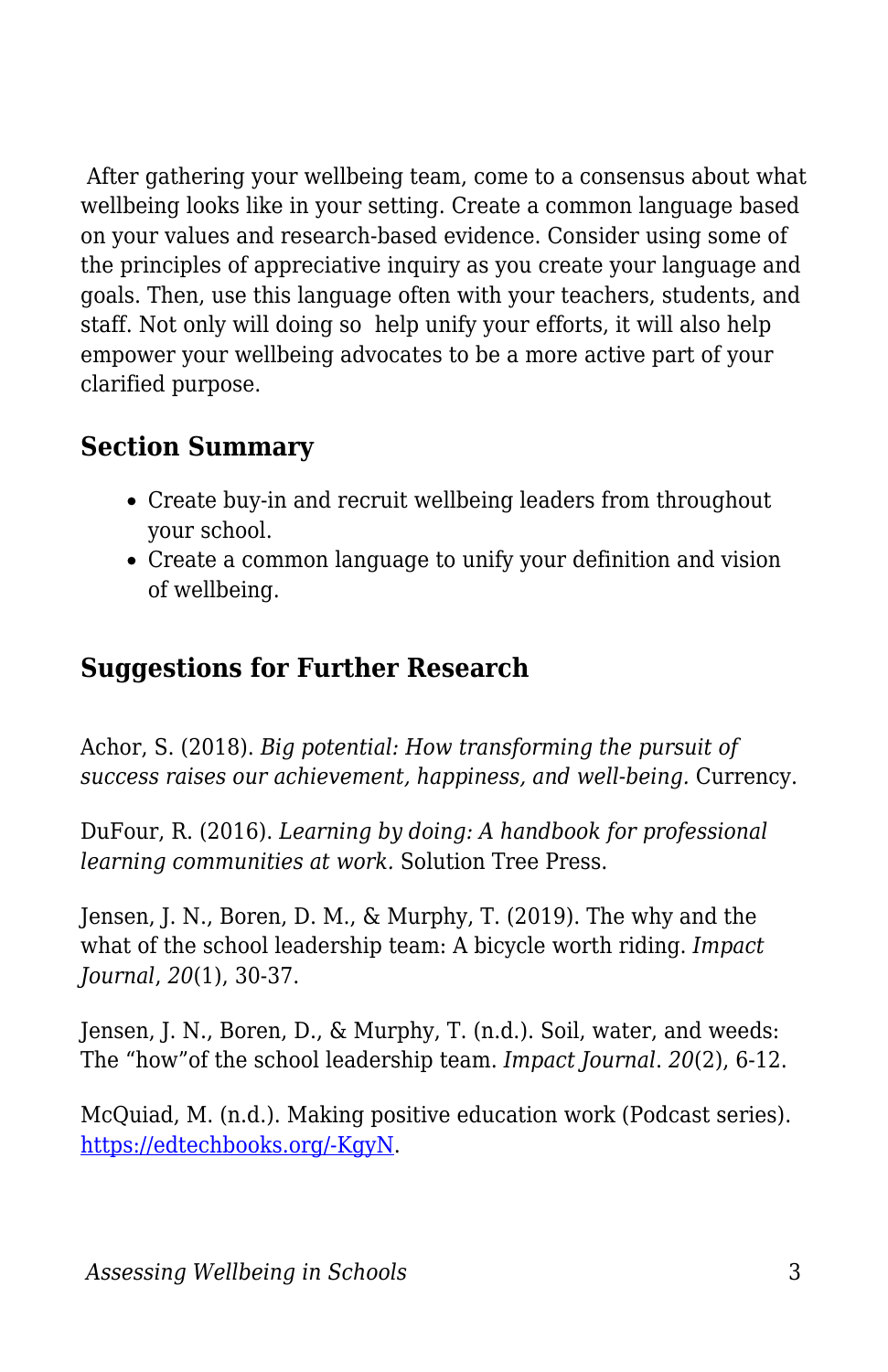After gathering your wellbeing team, come to a consensus about what wellbeing looks like in your setting. Create a common language based on your values and research-based evidence. Consider using some of the principles of appreciative inquiry as you create your language and goals. Then, use this language often with your teachers, students, and staff. Not only will doing so help unify your efforts, it will also help empower your wellbeing advocates to be a more active part of your clarified purpose.

### Section Summary

- Create buy-in and recruit wellbeing leaders from throughout your school.
- Create a common language to unify your definition and vision of wellbeing.

### Suggestions for Further Research

Achor, S. (2018). *Big potential: How transforming the pursuit of success raises our achievement, happiness, and well-being.* Currency.

DuFour, R. (2016). *Learning by doing: A handbook for professional learning communities at work.* Solution Tree Press.

Jensen, J. N., Boren, D. M., & Murphy, T. (2019). The why and the what of the school leadership team: A bicycle worth riding. *Impact Journal*, *20*(1), 30-37.

Jensen, J. N., Boren, D., & Murphy, T. (n.d.). Soil, water, and weeds: The "how"of the school leadership team. *Impact Journal*. *20*(2), 6-12.

McQuiad, M. (n.d.). Making positive education work (Podcast series). [https://edtechbooks.org/-KgyN](https://edtechbooks.org/-KgyN).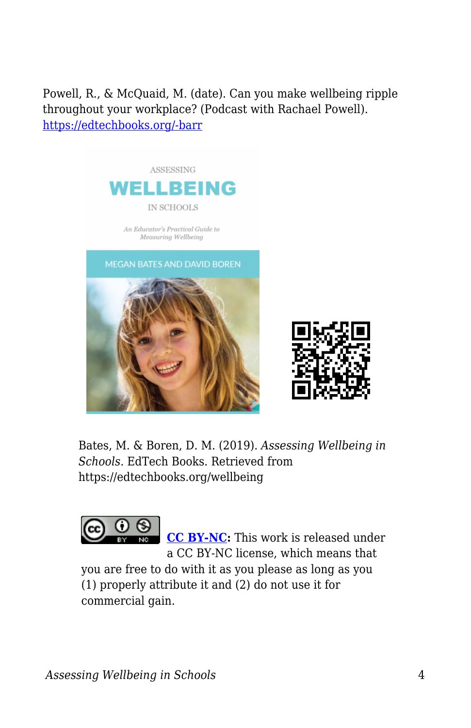Powell, R., & McQuaid, M. (date). Can you make wellbeing ripple throughout your workplace? (Podcast with Rachael Powell). [https://edtechbooks.org/-barr](https://edtechbooks.org/-barr)

Bates, M. & Boren, D. M. (2019). *Assessing Wellbeing in Schools*. EdTech Books. Retrieved from https://edtechbooks.org/wellbeing

**CC BY-NC:** This work is released under a CC BY-NC license, which means that you are free to do with it as you please as long as you (1) properly attribute it and (2) do not use it for commercial gain.